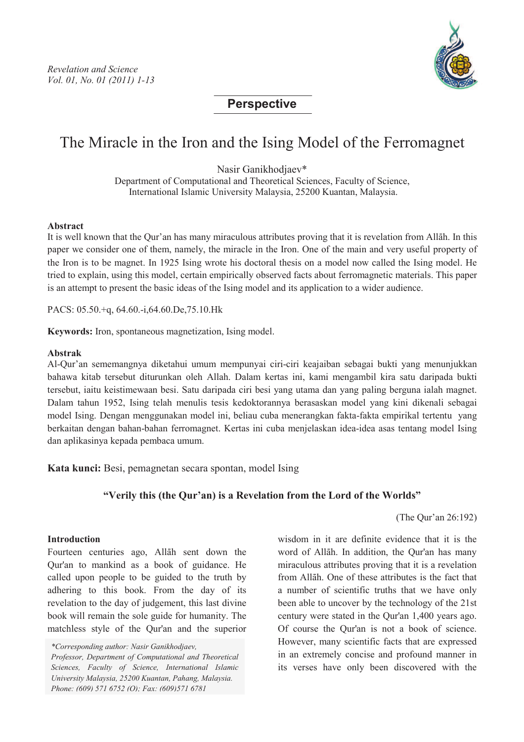**Perspective**

# The Miracle in the Iron and the Ising Model of the Ferromagnet

Nasir Ganikhodjaev*

Department of Computational and Theoretical Sciences, Faculty of Science,
International Islamic University Malaysia, 25200 Kuantan, Malaysia.

**Abstract**

It is well known that the Qur'an has many miraculous attributes proving that it is revelation from Allāh. In this paper we consider one of them, namely, the miracle in the Iron. One of the main and very useful property of the Iron is to be magnet. In 1925 Ising wrote his doctoral thesis on a model now called the Ising model. He tried to explain, using this model, certain empirically observed facts about ferromagnetic materials. This paper is an attempt to present the basic ideas of the Ising model and its application to a wider audience.

PACS: 05.50.+q, 64.60.-i,64.60.De,75.10.Hk

**Keywords:** Iron, spontaneous magnetization, Ising model.

**Abstrak**

Al-Qur'an sememangnya diketahui umum mempunyai ciri-ciri keajaiban sebagai bukti yang menunjukkan bahawa kitab tersebut diturunkan oleh Allah. Dalam kertas ini, kami mengambil kira satu daripada bukti tersebut, iaitu keistimewaan besi. Satu daripada ciri besi yang utama dan yang paling berguna ialah magnet. Dalam tahun 1952, Ising telah menulis tesis kedoktorannya berasaskan model yang kini dikenali sebagai model Ising. Dengan menggunakan model ini, beliau cuba menerangkan fakta-fakta empirikal tertentu yang berkaitan dengan bahan-bahan ferromagnet. Kertas ini cuba menjelaskan idea-idea asas tentang model Ising dan aplikasinya kepada pembaca umum.

**Kata kunci:** Besi, pemagnetan secara spontan, model Ising

**"Verily this (the Qur'an) is a Revelation from the Lord of the Worlds"**

(The Qur'an 26:192)

**Introduction**

Fourteen centuries ago, Allāh sent down the Qur'an to mankind as a book of guidance. He called upon people to be guided to the truth by adhering to this book. From the day of its revelation to the day of judgement, this last divine book will remain the sole guide for humanity. The matchless style of the Qur'an and the superior wisdom in it are definite evidence that it is the word of Allāh. In addition, the Qur'an has many miraculous attributes proving that it is a revelation from Allāh. One of these attributes is the fact that a number of scientific truths that we have only been able to uncover by the technology of the 21st century were stated in the Qur'an 1,400 years ago. Of course the Qur'an is not a book of science. However, many scientific facts that are expressed in an extremely concise and profound manner in its verses have only been discovered with the

*\*Corresponding author: Nasir Ganikhodjaev, Professor, Department of Computational and Theoretical Sciences, Faculty of Science, International Islamic University Malaysia, 25200 Kuantan, Pahang, Malaysia. Phone: (609) 571 6752 (O); Fax: (609)571 6781*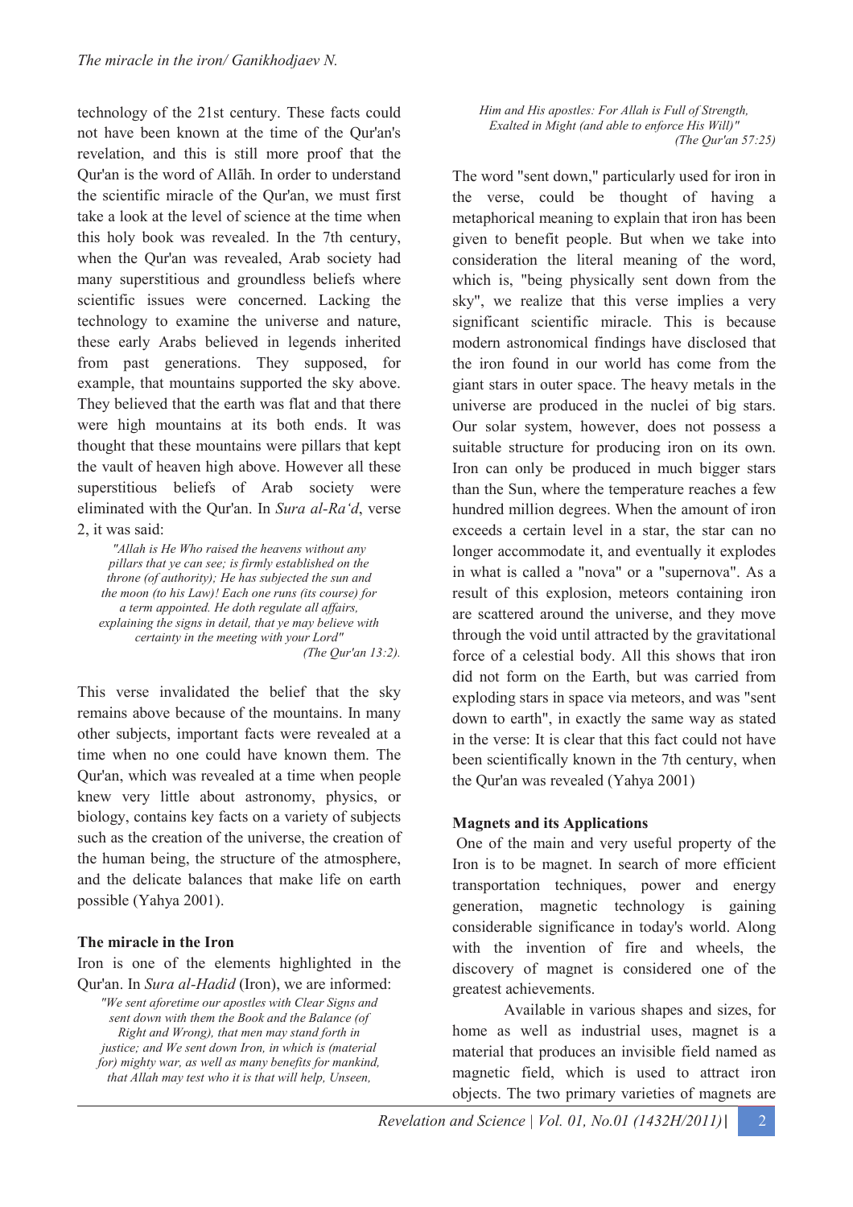technology of the 21st century. These facts could not have been known at the time of the Qur'an's revelation, and this is still more proof that the Qur'an is the word of Allāh. In order to understand the scientific miracle of the Qur'an, we must first take a look at the level of science at the time when this holy book was revealed. In the 7th century, when the Qur'an was revealed, Arab society had many superstitious and groundless beliefs where scientific issues were concerned. Lacking the technology to examine the universe and nature, these early Arabs believed in legends inherited from past generations. They supposed, for example, that mountains supported the sky above. They believed that the earth was flat and that there were high mountains at its both ends. It was thought that these mountains were pillars that kept the vault of heaven high above. However all these superstitious beliefs of Arab society were eliminated with the Qur'an. In *Sura al-Ra'd*, verse 2, it was said:

> *"Allah is He Who raised the heavens without any pillars that ye can see; is firmly established on the throne (of authority); He has subjected the sun and the moon (to his Law)! Each one runs (its course) for a term appointed. He doth regulate all affairs, explaining the signs in detail, that ye may believe with certainty in the meeting with your Lord"*
> *(The Qur'an 13:2).*

This verse invalidated the belief that the sky remains above because of the mountains. In many other subjects, important facts were revealed at a time when no one could have known them. The Qur'an, which was revealed at a time when people knew very little about astronomy, physics, or biology, contains key facts on a variety of subjects such as the creation of the universe, the creation of the human being, the structure of the atmosphere, and the delicate balances that make life on earth possible (Yahya 2001).

## The miracle in the Iron

Iron is one of the elements highlighted in the Qur'an. In *Sura al-Hadid* (Iron), we are informed:

> *"We sent aforetime our apostles with Clear Signs and sent down with them the Book and the Balance (of Right and Wrong), that men may stand forth in justice; and We sent down Iron, in which is (material for) mighty war, as well as many benefits for mankind, that Allah may test who it is that will help, Unseen, Him and His apostles: For Allah is Full of Strength, Exalted in Might (and able to enforce His Will)"*
> *(The Qur'an 57:25)*

The word "sent down," particularly used for iron in the verse, could be thought of having a metaphorical meaning to explain that iron has been given to benefit people. But when we take into consideration the literal meaning of the word, which is, "being physically sent down from the sky", we realize that this verse implies a very significant scientific miracle. This is because modern astronomical findings have disclosed that the iron found in our world has come from the giant stars in outer space. The heavy metals in the universe are produced in the nuclei of big stars. Our solar system, however, does not possess a suitable structure for producing iron on its own. Iron can only be produced in much bigger stars than the Sun, where the temperature reaches a few hundred million degrees. When the amount of iron exceeds a certain level in a star, the star can no longer accommodate it, and eventually it explodes in what is called a "nova" or a "supernova". As a result of this explosion, meteors containing iron are scattered around the universe, and they move through the void until attracted by the gravitational force of a celestial body. All this shows that iron did not form on the Earth, but was carried from exploding stars in space via meteors, and was "sent down to earth", in exactly the same way as stated in the verse: It is clear that this fact could not have been scientifically known in the 7th century, when the Qur'an was revealed (Yahya 2001)

## Magnets and its Applications

One of the main and very useful property of the Iron is to be magnet. In search of more efficient transportation techniques, power and energy generation, magnetic technology is gaining considerable significance in today's world. Along with the invention of fire and wheels, the discovery of magnet is considered one of the greatest achievements.

Available in various shapes and sizes, for home as well as industrial uses, magnet is a material that produces an invisible field named as magnetic field, which is used to attract iron objects. The two primary varieties of magnets are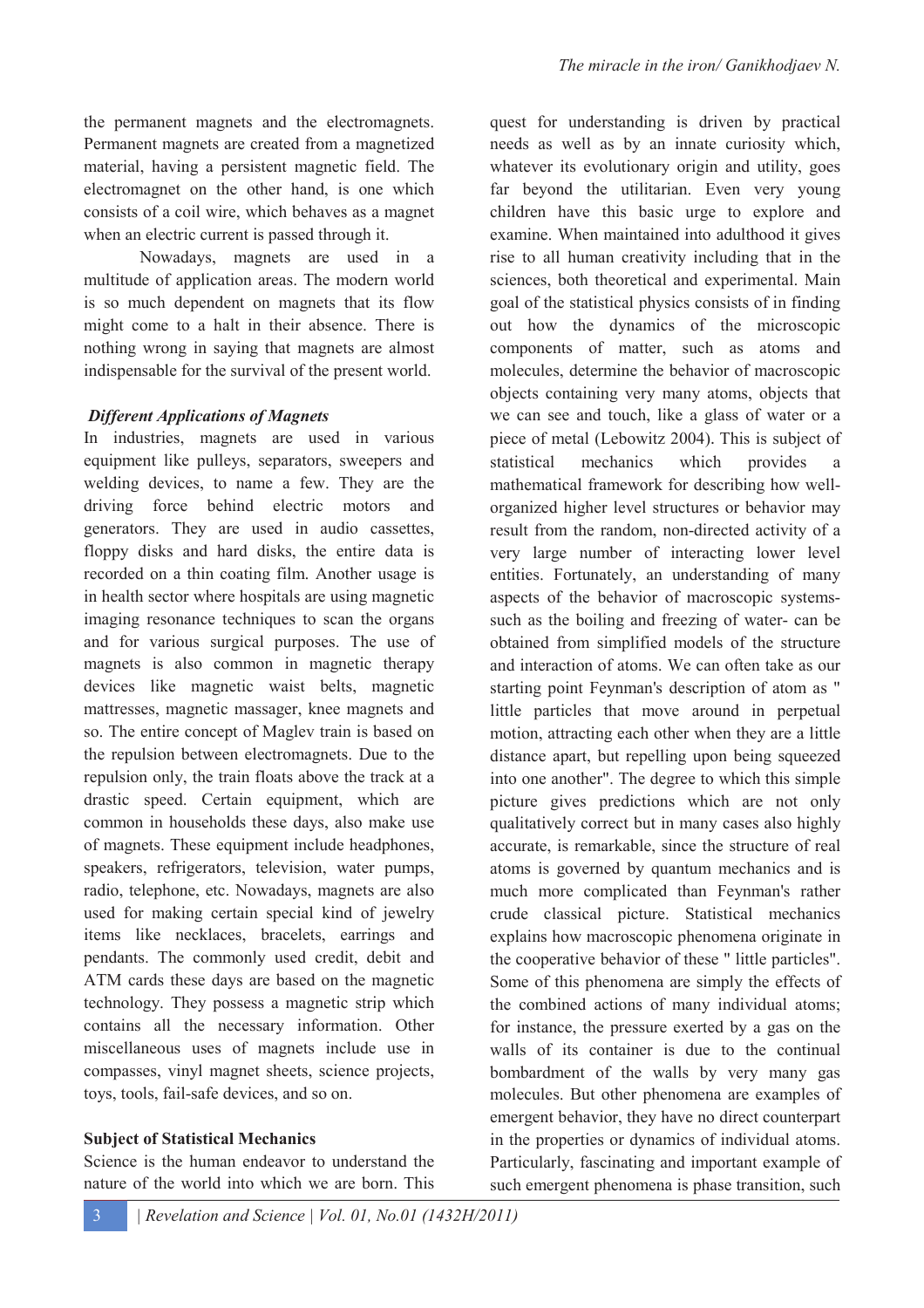the permanent magnets and the electromagnets. Permanent magnets are created from a magnetized material, having a persistent magnetic field. The electromagnet on the other hand, is one which consists of a coil wire, which behaves as a magnet when an electric current is passed through it.

Nowadays, magnets are used in a multitude of application areas. The modern world is so much dependent on magnets that its flow might come to a halt in their absence. There is nothing wrong in saying that magnets are almost indispensable for the survival of the present world.

### *Different Applications of Magnets*

In industries, magnets are used in various equipment like pulleys, separators, sweepers and welding devices, to name a few. They are the driving force behind electric motors and generators. They are used in audio cassettes, floppy disks and hard disks, the entire data is recorded on a thin coating film. Another usage is in health sector where hospitals are using magnetic imaging resonance techniques to scan the organs and for various surgical purposes. The use of magnets is also common in magnetic therapy devices like magnetic waist belts, magnetic mattresses, magnetic massager, knee magnets and so. The entire concept of Maglev train is based on the repulsion between electromagnets. Due to the repulsion only, the train floats above the track at a drastic speed. Certain equipment, which are common in households these days, also make use of magnets. These equipment include headphones, speakers, refrigerators, television, water pumps, radio, telephone, etc. Nowadays, magnets are also used for making certain special kind of jewelry items like necklaces, bracelets, earrings and pendants. The commonly used credit, debit and ATM cards these days are based on the magnetic technology. They possess a magnetic strip which contains all the necessary information. Other miscellaneous uses of magnets include use in compasses, vinyl magnet sheets, science projects, toys, tools, fail-safe devices, and so on.

### Subject of Statistical Mechanics

Science is the human endeavor to understand the nature of the world into which we are born. This quest for understanding is driven by practical needs as well as by an innate curiosity which, whatever its evolutionary origin and utility, goes far beyond the utilitarian. Even very young children have this basic urge to explore and examine. When maintained into adulthood it gives rise to all human creativity including that in the sciences, both theoretical and experimental. Main goal of the statistical physics consists of in finding out how the dynamics of the microscopic components of matter, such as atoms and molecules, determine the behavior of macroscopic objects containing very many atoms, objects that we can see and touch, like a glass of water or a piece of metal (Lebowitz 2004). This is subject of statistical mechanics which provides a mathematical framework for describing how well-organized higher level structures or behavior may result from the random, non-directed activity of a very large number of interacting lower level entities. Fortunately, an understanding of many aspects of the behavior of macroscopic systems- such as the boiling and freezing of water- can be obtained from simplified models of the structure and interaction of atoms. We can often take as our starting point Feynman's description of atom as " little particles that move around in perpetual motion, attracting each other when they are a little distance apart, but repelling upon being squeezed into one another". The degree to which this simple picture gives predictions which are not only qualitatively correct but in many cases also highly accurate, is remarkable, since the structure of real atoms is governed by quantum mechanics and is much more complicated than Feynman's rather crude classical picture. Statistical mechanics explains how macroscopic phenomena originate in the cooperative behavior of these " little particles". Some of this phenomena are simply the effects of the combined actions of many individual atoms; for instance, the pressure exerted by a gas on the walls of its container is due to the continual bombardment of the walls by very many gas molecules. But other phenomena are examples of emergent behavior, they have no direct counterpart in the properties or dynamics of individual atoms. Particularly, fascinating and important example of such emergent phenomena is phase transition, such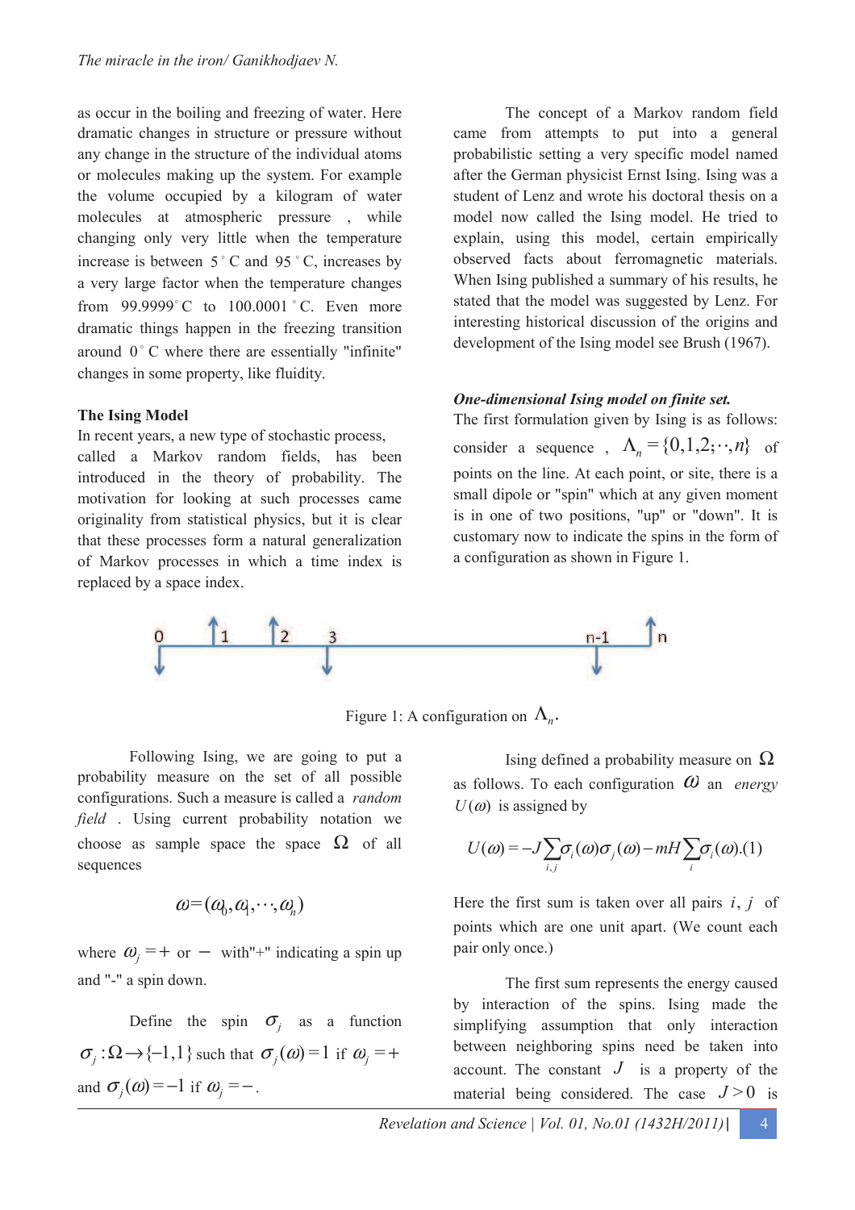as occur in the boiling and freezing of water. Here dramatic changes in structure or pressure without any change in the structure of the individual atoms or molecules making up the system. For example the volume occupied by a kilogram of water molecules at atmospheric pressure , while changing only very little when the temperature increase is between $5^\circ$ C and $95^\circ$ C, increases by a very large factor when the temperature changes from $99.9999^\circ$ C to $100.0001^\circ$ C. Even more dramatic things happen in the freezing transition around $0^\circ$ C where there are essentially "infinite" changes in some property, like fluidity.

**The Ising Model**

In recent years, a new type of stochastic process, called a Markov random fields, has been introduced in the theory of probability. The motivation for looking at such processes came originality from statistical physics, but it is clear that these processes form a natural generalization of Markov processes in which a time index is replaced by a space index.

The concept of a Markov random field came from attempts to put into a general probabilistic setting a very specific model named after the German physicist Ernst Ising. Ising was a student of Lenz and wrote his doctoral thesis on a model now called the Ising model. He tried to explain, using this model, certain empirically observed facts about ferromagnetic materials. When Ising published a summary of his results, he stated that the model was suggested by Lenz. For interesting historical discussion of the origins and development of the Ising model see Brush (1967).

***One-dimensional Ising model on finite set.***

The first formulation given by Ising is as follows: consider a sequence , $\Lambda_n = \{0,1,2;\cdot\cdot,n\}$ of points on the line. At each point, or site, there is a small dipole or "spin" which at any given moment is in one of two positions, "up" or "down". It is customary now to indicate the spins in the form of a configuration as shown in Figure 1.

Figure 1: A configuration on $\Lambda_n$.

Following Ising, we are going to put a probability measure on the set of all possible configurations. Such a measure is called a *random field* . Using current probability notation we choose as sample space the space $\Omega$ of all sequences

$$\omega = (\omega_0, \omega_1, \cdots, \omega_n)$$

where $\omega_j = +$ or $-$ with"+" indicating a spin up and "-" a spin down.

Define the spin $\sigma_j$ as a function $\sigma_j : \Omega \to \{-1,1\}$ such that $\sigma_j(\omega) = 1$ if $\omega_j = +$ and $\sigma_j(\omega) = -1$ if $\omega_j = -$.

Ising defined a probability measure on $\Omega$ as follows. To each configuration $\omega$ an *energy* $U(\omega)$ is assigned by

$$U(\omega) = -J\sum_{i,j}\sigma_i(\omega)\sigma_j(\omega) - mH\sum_i \sigma_i(\omega). \quad (1)$$

Here the first sum is taken over all pairs $i, j$ of points which are one unit apart. (We count each pair only once.)

The first sum represents the energy caused by interaction of the spins. Ising made the simplifying assumption that only interaction between neighboring spins need be taken into account. The constant $J$ is a property of the material being considered. The case $J > 0$ is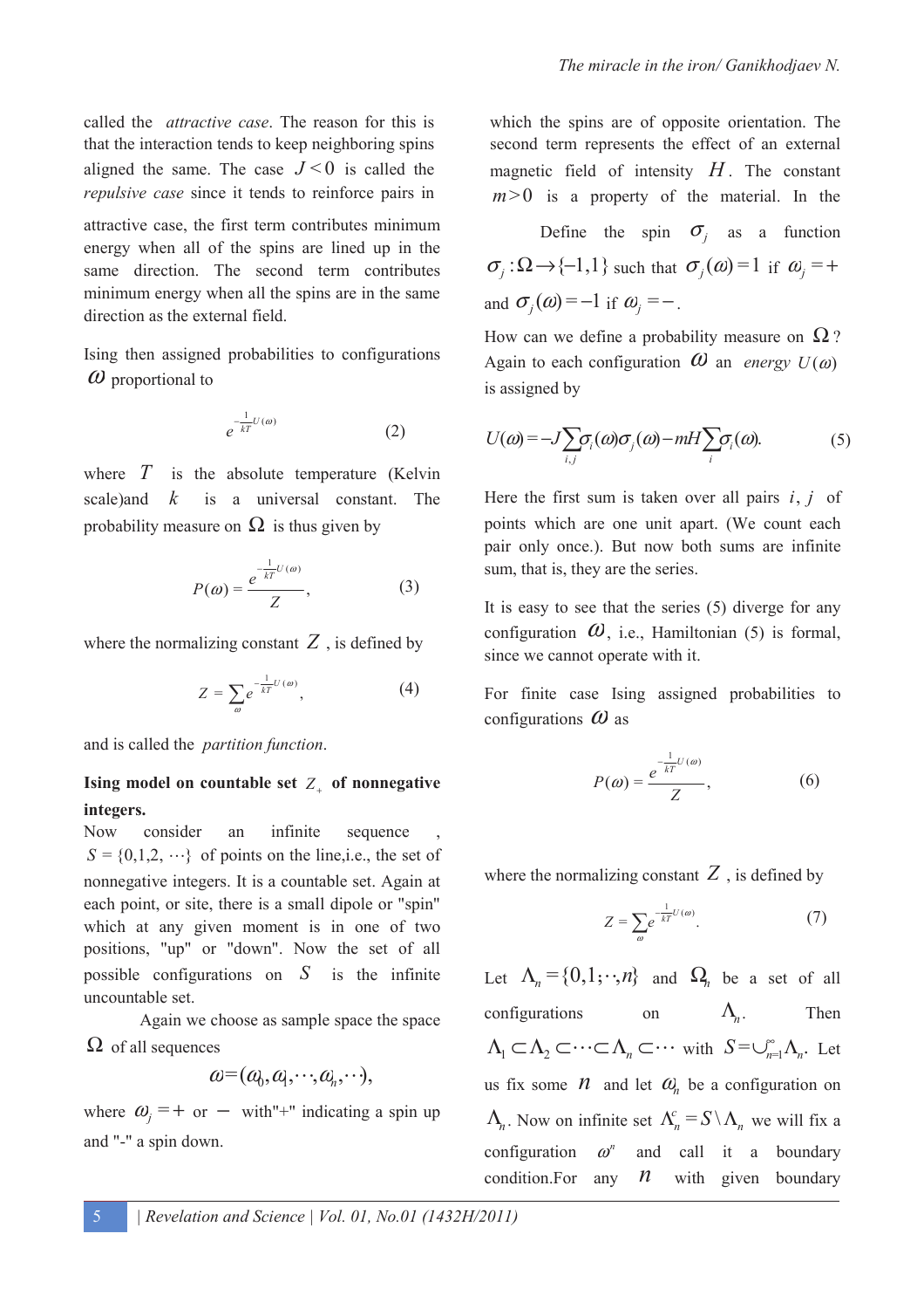called the *attractive case*. The reason for this is that the interaction tends to keep neighboring spins aligned the same. The case $J<0$ is called the *repulsive case* since it tends to reinforce pairs in which the spins are of opposite orientation. The second term represents the effect of an external magnetic field of intensity $H$. The constant $m>0$ is a property of the material. In the attractive case, the first term contributes minimum energy when all of the spins are lined up in the same direction. The second term contributes minimum energy when all the spins are in the same direction as the external field.

Ising then assigned probabilities to configurations $\omega$ proportional to

$$e^{-\frac{1}{kT}U(\omega)} \tag{2}$$

where $T$ is the absolute temperature (Kelvin scale)and $k$ is a universal constant. The probability measure on $\Omega$ is thus given by

$$P(\omega)=\frac{e^{-\frac{1}{kT}U(\omega)}}{Z}, \tag{3}$$

where the normalizing constant $Z$, is defined by

$$Z=\sum_{\omega} e^{-\frac{1}{kT}U(\omega)}, \tag{4}$$

and is called the *partition function*.

**Ising model on countable set $Z_+$ of nonnegative integers.**

Now consider an infinite sequence , $S=\{0,1,2,\cdots\}$ of points on the line,i.e., the set of nonnegative integers. It is a countable set. Again at each point, or site, there is a small dipole or "spin" which at any given moment is in one of two positions, "up" or "down". Now the set of all possible configurations on $S$ is the infinite uncountable set.

Again we choose as sample space the space $\Omega$ of all sequences

$$\omega=(\omega_0,\omega_1,\cdots,\omega_n,\cdots),$$

where $\omega_j=+$ or $-$ with"+" indicating a spin up and "-" a spin down.

Define the spin $\sigma_j$ as a function $\sigma_j:\Omega\to\{-1,1\}$ such that $\sigma_j(\omega)=1$ if $\omega_j=+$ and $\sigma_j(\omega)=-1$ if $\omega_j=-$.

How can we define a probability measure on $\Omega$? Again to each configuration $\omega$ an *energy* $U(\omega)$ is assigned by

$$U(\omega)=-J\sum_{i,j}\sigma_i(\omega)\sigma_j(\omega)-mH\sum_i\sigma_i(\omega). \tag{5}$$

Here the first sum is taken over all pairs $i,j$ of points which are one unit apart. (We count each pair only once.). But now both sums are infinite sum, that is, they are the series.

It is easy to see that the series (5) diverge for any configuration $\omega$, i.e., Hamiltonian (5) is formal, since we cannot operate with it.

For finite case Ising assigned probabilities to configurations $\omega$ as

$$P(\omega)=\frac{e^{-\frac{1}{kT}U(\omega)}}{Z}, \tag{6}$$

where the normalizing constant $Z$, is defined by

$$Z=\sum_{\omega} e^{-\frac{1}{kT}U(\omega)}. \tag{7}$$

Let $\Lambda_n=\{0,1;\cdot\cdot,n\}$ and $\Omega_n$ be a set of all configurations on $\Lambda_n$. Then $\Lambda_1\subset\Lambda_2\subset\cdots\subset\Lambda_n\subset\cdots$ with $S=\cup_{n=1}^{\infty}\Lambda_n$. Let us fix some $n$ and let $\omega_n$ be a configuration on $\Lambda_n$. Now on infinite set $\Lambda_n^c=S\setminus\Lambda_n$ we will fix a configuration $\omega^n$ and call it a boundary condition.For any $n$ with given boundary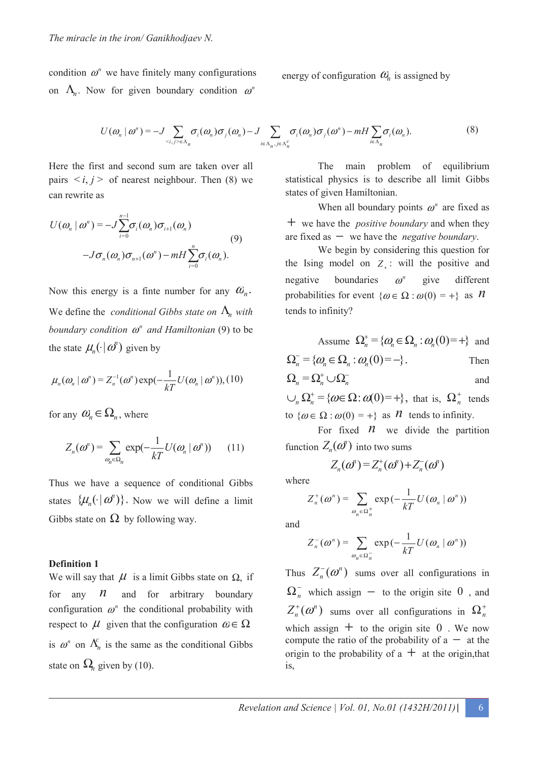condition $\omega^n$ we have finitely many configurations on $\Lambda_n$. Now for given boundary condition $\omega^n$ energy of configuration $\omega_n$ is assigned by

$$U(\omega_n \mid \omega^n) = -J\sum_{<i,j>\in\Lambda_n}\sigma_i(\omega_n)\sigma_j(\omega_n) - J\sum_{i\in\Lambda_n, j\in\Lambda_n^c}\sigma_i(\omega_n)\sigma_j(\omega^n) - mH\sum_{i\in\Lambda_n}\sigma_i(\omega_n). \quad (8)$$

Here the first and second sum are taken over all pairs $<i,j>$ of nearest neighbour. Then (8) we can rewrite as

$$U(\omega_n \mid \omega^n) = -J\sum_{i=0}^{n-1}\sigma_i(\omega_n)\sigma_{i+1}(\omega_n) \\ -J\sigma_n(\omega_n)\sigma_{n+1}(\omega^n) - mH\sum_{i=0}^{n}\sigma_i(\omega_n). \quad (9)$$

Now this energy is a finte number for any $\omega_n$. We define the *conditional Gibbs state on* $\Lambda_n$ *with boundary condition* $\omega^n$ *and Hamiltonian* (9) to be the state $\mu_n(\cdot\mid\omega^n)$ given by

$$\mu_n(\omega_n \mid \omega^n) = Z_n^{-1}(\omega^n)\exp(-\frac{1}{kT}U(\omega_n \mid \omega^n)), \quad (10)$$

for any $\omega_n \in \Omega_n$, where

$$Z_n(\omega^n) = \sum_{\omega_n\in\Omega_n}\exp(-\frac{1}{kT}U(\omega_n \mid \omega^n)) \quad (11)$$

Thus we have a sequence of conditional Gibbs states $\{\mu_n(\cdot\mid\omega^n)\}$. Now we will define a limit Gibbs state on $\Omega$ by following way.

**Definition 1**

We will say that $\mu$ is a limit Gibbs state on $\Omega$, if for any $n$ and for arbitrary boundary configuration $\omega^n$ the conditional probability with respect to $\mu$ given that the configuration $\omega\in\Omega$ is $\omega^n$ on $\Lambda_n^c$ is the same as the conditional Gibbs state on $\Omega_n$ given by (10).

The main problem of equilibrium statistical physics is to describe all limit Gibbs states of given Hamiltonian.

When all boundary points $\omega^n$ are fixed as $+$ we have the *positive boundary* and when they are fixed as $-$ we have the *negative boundary*.

We begin by considering this question for the Ising model on $Z_+$: will the positive and negative boundaries $\omega^n$ give different probabilities for event $\{\omega\in\Omega:\omega(0)=+\}$ as $n$ tends to infinity?

Assume $\Omega_n^+ = \{\omega_n\in\Omega_n:\omega_n(0)=+\}$ and $\Omega_n^- = \{\omega_n\in\Omega_n:\omega_n(0)=-\}$. Then $\Omega_n = \Omega_n^+\cup\Omega_n^-$ and $\cup_n\Omega_n^+ = \{\omega\in\Omega:\omega(0)=+\}$, that is, $\Omega_n^+$ tends to $\{\omega\in\Omega:\omega(0)=+\}$ as $n$ tends to infinity.

For fixed $n$ we divide the partition function $Z_n(\omega^n)$ into two sums

$$Z_n(\omega^n) = Z_n^+(\omega^n) + Z_n^-(\omega^n)$$

where

$$Z_n^+(\omega^n) = \sum_{\omega_n\in\Omega_n^+}\exp(-\frac{1}{kT}U(\omega_n \mid \omega^n))$$

and

$$Z_n^-(\omega^n) = \sum_{\omega_n\in\Omega_n^-}\exp(-\frac{1}{kT}U(\omega_n \mid \omega^n))$$

Thus $Z_n^-(\omega^n)$ sums over all configurations in $\Omega_n^-$ which assign $-$ to the origin site $0$, and $Z_n^+(\omega^n)$ sums over all configurations in $\Omega_n^+$ which assign $+$ to the origin site $0$. We now compute the ratio of the probability of a $-$ at the origin to the probability of a $+$ at the origin,that is,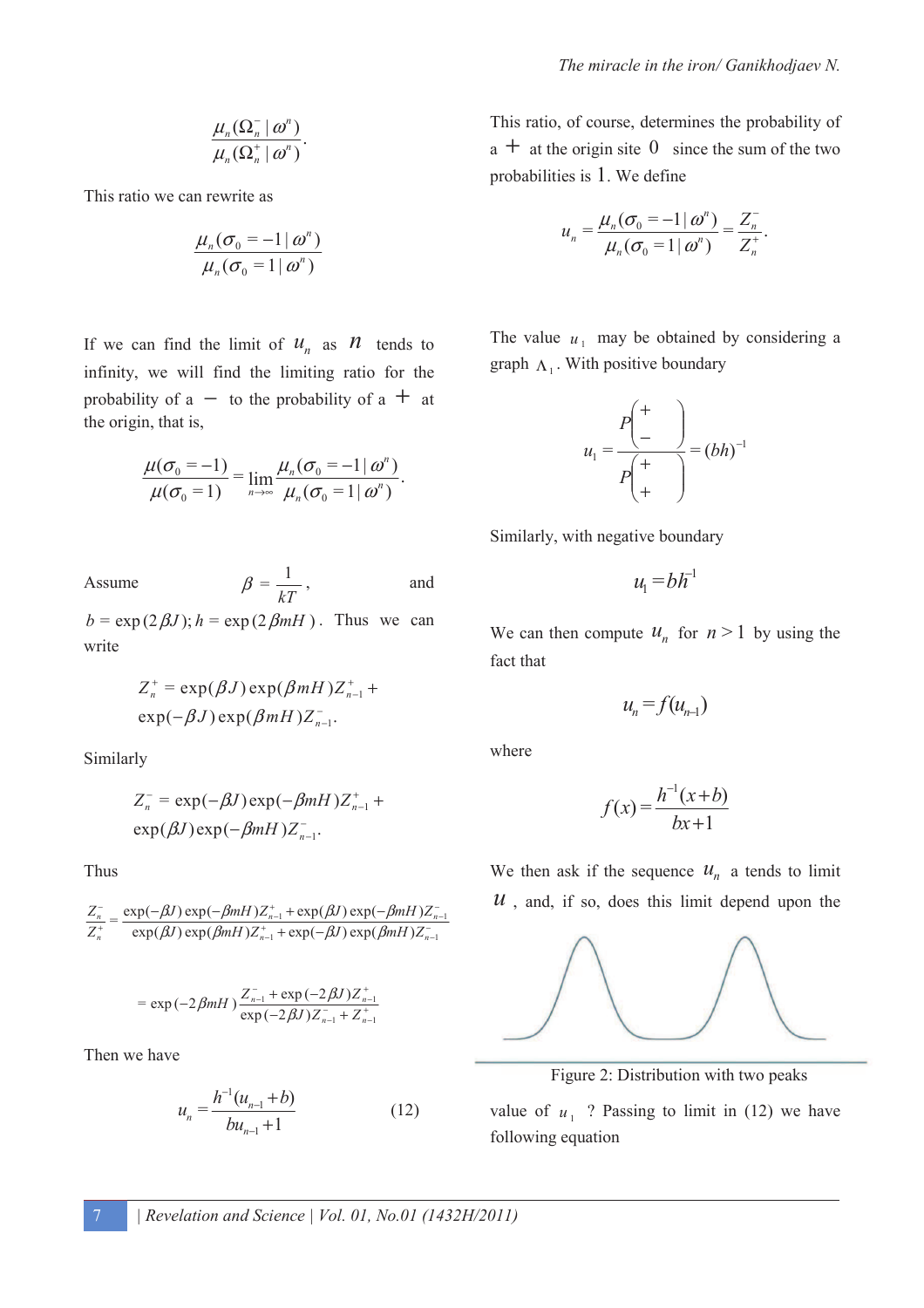$$\frac{\mu_n(\Omega_n^- \mid \omega^n)}{\mu_n(\Omega_n^+ \mid \omega^n)}.$$

This ratio we can rewrite as

$$\frac{\mu_n(\sigma_0 = -1 \mid \omega^n)}{\mu_n(\sigma_0 = 1 \mid \omega^n)}$$

If we can find the limit of $u_n$ as $n$ tends to infinity, we will find the limiting ratio for the probability of a $-$ to the probability of a $+$ at the origin, that is,

$$\frac{\mu(\sigma_0 = -1)}{\mu(\sigma_0 = 1)} = \lim_{n \to \infty} \frac{\mu_n(\sigma_0 = -1 \mid \omega^n)}{\mu_n(\sigma_0 = 1 \mid \omega^n)}.$$

Assume $\beta = \frac{1}{kT}$, and $b = \exp(2\beta J); h = \exp(2\beta mH)$. Thus we can write

$$Z_n^+ = \exp(\beta J)\exp(\beta mH)Z_{n-1}^+ + \exp(-\beta J)\exp(\beta mH)Z_{n-1}^-.$$

Similarly

$$Z_n^- = \exp(-\beta J)\exp(-\beta mH)Z_{n-1}^+ + \exp(\beta J)\exp(-\beta mH)Z_{n-1}^-.$$

Thus

$$\frac{Z_n^-}{Z_n^+} = \frac{\exp(-\beta J)\exp(-\beta mH)Z_{n-1}^+ + \exp(\beta J)\exp(-\beta mH)Z_{n-1}^-}{\exp(\beta J)\exp(\beta mH)Z_{n-1}^+ + \exp(-\beta J)\exp(\beta mH)Z_{n-1}^-}$$

$$= \exp(-2\beta mH)\frac{Z_{n-1}^- + \exp(-2\beta J)Z_{n-1}^+}{\exp(-2\beta J)Z_{n-1}^- + Z_{n-1}^+}$$

Then we have

$$u_n = \frac{h^{-1}(u_{n-1} + b)}{bu_{n-1} + 1} \tag{12}$$

This ratio, of course, determines the probability of a $+$ at the origin site $0$ since the sum of the two probabilities is $1$. We define

$$u_n = \frac{\mu_n(\sigma_0 = -1 \mid \omega^n)}{\mu_n(\sigma_0 = 1 \mid \omega^n)} = \frac{Z_n^-}{Z_n^+}.$$

The value $u_1$ may be obtained by considering a graph $\Lambda_1$. With positive boundary

$$u_1 = \frac{P\begin{pmatrix} + \\ - \end{pmatrix}}{P\begin{pmatrix} + \\ + \end{pmatrix}} = (bh)^{-1}$$

Similarly, with negative boundary

$$u_1 = bh^{-1}$$

We can then compute $u_n$ for $n > 1$ by using the fact that

$$u_n = f(u_{n-1})$$

where

$$f(x) = \frac{h^{-1}(x + b)}{bx + 1}$$

We then ask if the sequence $u_n$ a tends to limit $u$, and, if so, does this limit depend upon the value of $u_1$? Passing to limit in (12) we have following equation

Figure 2: Distribution with two peaks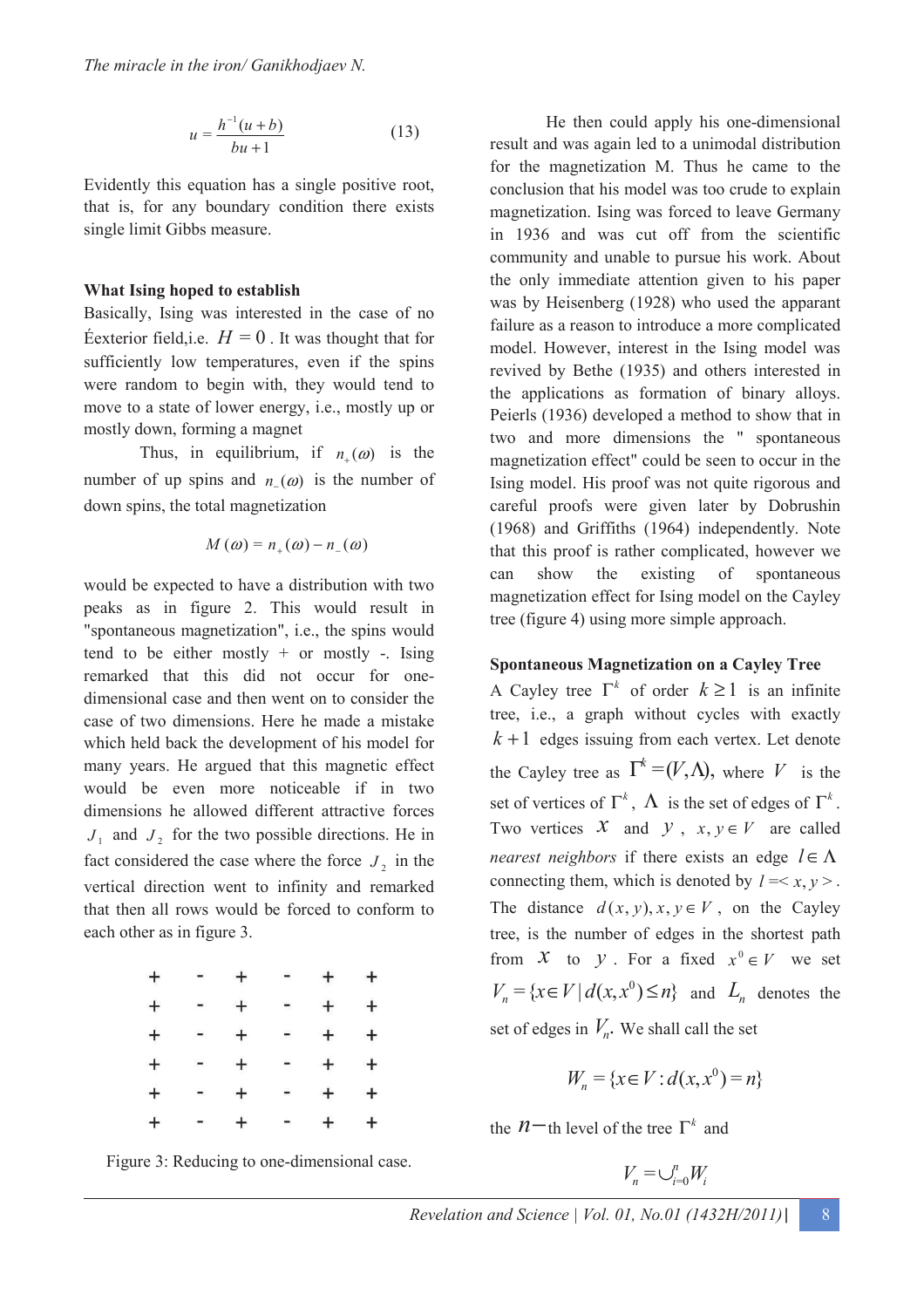$$u = \frac{h^{-1}(u+b)}{bu+1} \qquad (13)$$

Evidently this equation has a single positive root, that is, for any boundary condition there exists single limit Gibbs measure.

**What Ising hoped to establish**

Basically, Ising was interested in the case of no Éexterior field,i.e. $H = 0$. It was thought that for sufficiently low temperatures, even if the spins were random to begin with, they would tend to move to a state of lower energy, i.e., mostly up or mostly down, forming a magnet

Thus, in equilibrium, if $n_+(\omega)$ is the number of up spins and $n_-(\omega)$ is the number of down spins, the total magnetization

$$M(\omega) = n_+(\omega) - n_-(\omega)$$

would be expected to have a distribution with two peaks as in figure 2. This would result in "spontaneous magnetization", i.e., the spins would tend to be either mostly + or mostly -. Ising remarked that this did not occur for one-dimensional case and then went on to consider the case of two dimensions. Here he made a mistake which held back the development of his model for many years. He argued that this magnetic effect would be even more noticeable if in two dimensions he allowed different attractive forces $J_1$ and $J_2$ for the two possible directions. He in fact considered the case where the force $J_2$ in the vertical direction went to infinity and remarked that then all rows would be forced to conform to each other as in figure 3.

```
+  -  +  -  +  +
+  -  +  -  +  +
+  -  +  -  +  +
+  -  +  -  +  +
+  -  +  -  +  +
+  -  +  -  +  +
```

Figure 3: Reducing to one-dimensional case.

He then could apply his one-dimensional result and was again led to a unimodal distribution for the magnetization M. Thus he came to the conclusion that his model was too crude to explain magnetization. Ising was forced to leave Germany in 1936 and was cut off from the scientific community and unable to pursue his work. About the only immediate attention given to his paper was by Heisenberg (1928) who used the apparant failure as a reason to introduce a more complicated model. However, interest in the Ising model was revived by Bethe (1935) and others interested in the applications as formation of binary alloys. Peierls (1936) developed a method to show that in two and more dimensions the " spontaneous magnetization effect" could be seen to occur in the Ising model. His proof was not quite rigorous and careful proofs were given later by Dobrushin (1968) and Griffiths (1964) independently. Note that this proof is rather complicated, however we can show the existing of spontaneous magnetization effect for Ising model on the Cayley tree (figure 4) using more simple approach.

**Spontaneous Magnetization on a Cayley Tree**

A Cayley tree $\Gamma^k$ of order $k \geq 1$ is an infinite tree, i.e., a graph without cycles with exactly $k+1$ edges issuing from each vertex. Let denote the Cayley tree as $\Gamma^k = (V, \Lambda)$, where $V$ is the set of vertices of $\Gamma^k$, $\Lambda$ is the set of edges of $\Gamma^k$. Two vertices $x$ and $y$, $x, y \in V$ are called *nearest neighbors* if there exists an edge $l \in \Lambda$ connecting them, which is denoted by $l = \langle x, y \rangle$. The distance $d(x, y), x, y \in V$, on the Cayley tree, is the number of edges in the shortest path from $x$ to $y$. For a fixed $x^0 \in V$ we set $V_n = \{x \in V \mid d(x, x^0) \leq n\}$ and $L_n$ denotes the set of edges in $V_n$. We shall call the set

$$W_n = \{x \in V : d(x, x^0) = n\}$$

the $n-$th level of the tree $\Gamma^k$ and

$$V_n = \cup_{i=0}^{n} W_i$$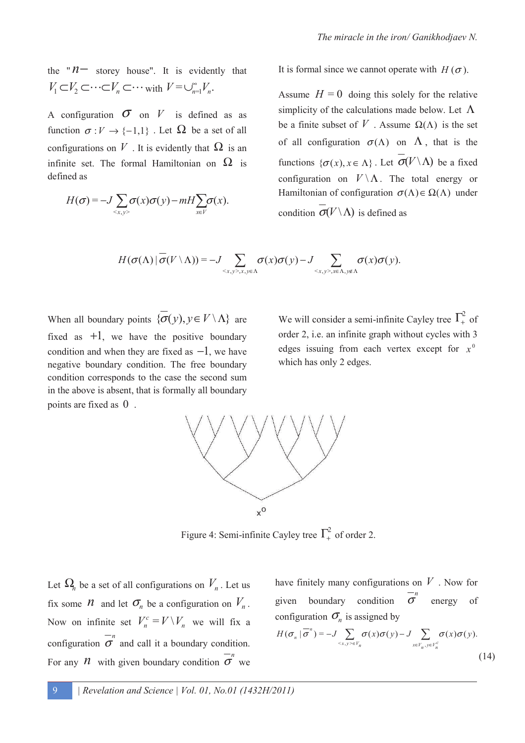the "$n-$ storey house". It is evidently that $V_1 \subset V_2 \subset \cdots \subset V_n \subset \cdots$ with $V = \cup_{n=1}^{\infty} V_n$.

A configuration $\sigma$ on $V$ is defined as as function $\sigma : V \to \{-1, 1\}$. Let $\Omega$ be a set of all configurations on $V$. It is evidently that $\Omega$ is an infinite set. The formal Hamiltonian on $\Omega$ is defined as

$$H(\sigma) = -J \sum_{<x,y>} \sigma(x)\sigma(y) - mH \sum_{x \in V} \sigma(x).$$

It is formal since we cannot operate with $H(\sigma)$.

Assume $H = 0$ doing this solely for the relative simplicity of the calculations made below. Let $\Lambda$ be a finite subset of $V$. Assume $\Omega(\Lambda)$ is the set of all configuration $\sigma(\Lambda)$ on $\Lambda$, that is the functions $\{\sigma(x), x \in \Lambda\}$. Let $\overline{\sigma}(V \setminus \Lambda)$ be a fixed configuration on $V \setminus \Lambda$. The total energy or Hamiltonian of configuration $\sigma(\Lambda) \in \Omega(\Lambda)$ under condition $\overline{\sigma}(V \setminus \Lambda)$ is defined as

$$H(\sigma(\Lambda) \mid \overline{\sigma}(V \setminus \Lambda)) = -J \sum_{<x,y>, x, y \in \Lambda} \sigma(x)\sigma(y) - J \sum_{<x,y>, x \in \Lambda, y \notin \Lambda} \sigma(x)\sigma(y).$$

When all boundary points $\{\overline{\sigma}(y), y \in V \setminus \Lambda\}$ are fixed as $+1$, we have the positive boundary condition and when they are fixed as $-1$, we have negative boundary condition. The free boundary condition corresponds to the case the second sum in the above is absent, that is formally all boundary points are fixed as $0$.

We will consider a semi-infinite Cayley tree $\Gamma_+^2$ of order 2, i.e. an infinite graph without cycles with 3 edges issuing from each vertex except for $x^0$ which has only 2 edges.

Figure 4: Semi-infinite Cayley tree $\Gamma_+^2$ of order 2.

Let $\Omega_n$ be a set of all configurations on $V_n$. Let us fix some $n$ and let $\sigma_n$ be a configuration on $V_n$. Now on infinite set $V_n^c = V \setminus V_n$ we will fix a configuration $\overline{\sigma}^n$ and call it a boundary condition. For any $n$ with given boundary condition $\overline{\sigma}^n$ we have finitely many configurations on $V$. Now for given boundary condition $\overline{\sigma}^n$ energy of configuration $\sigma_n$ is assigned by

$$H(\sigma_n \mid \overline{\sigma}^n) = -J \sum_{<x,y> \in V_n} \sigma(x)\sigma(y) - J \sum_{x \in V_n, y \in V_n^c} \sigma(x)\sigma(y). \tag{14}$$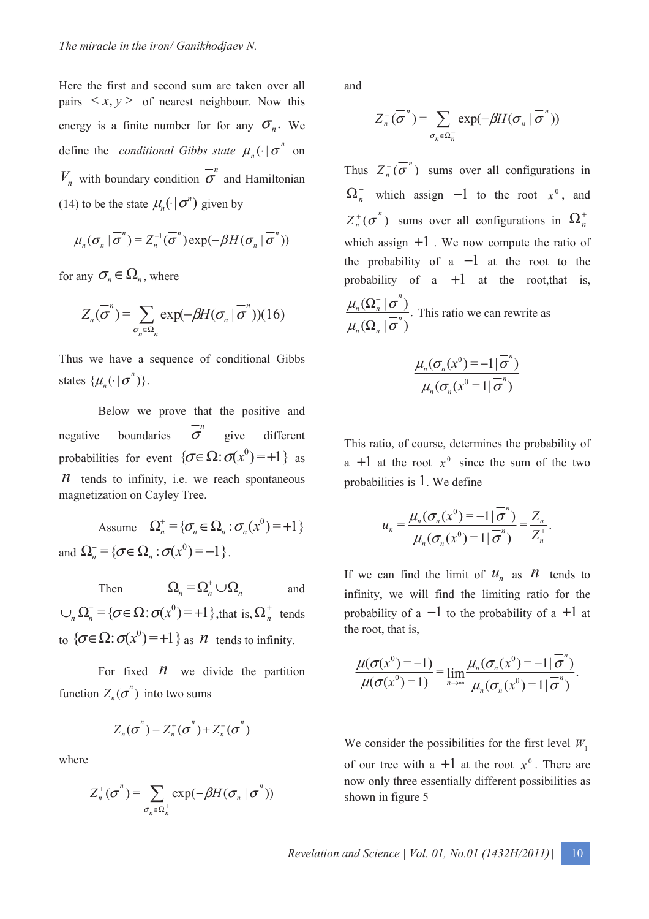Here the first and second sum are taken over all pairs $<x, y>$ of nearest neighbour. Now this energy is a finite number for for any $\sigma_n$. We define the *conditional Gibbs state* $\mu_n(\cdot\,|\,\overline{\sigma}^n$ on $V_n$ with boundary condition $\overline{\sigma}^n$ and Hamiltonian (14) to be the state $\mu_n(\cdot\,|\,\overline{\sigma}^n)$ given by

$$\mu_n(\sigma_n\,|\,\overline{\sigma}^n) = Z_n^{-1}(\overline{\sigma}^n)\exp(-\beta H(\sigma_n\,|\,\overline{\sigma}^n))$$

for any $\sigma_n \in \Omega_n$, where

$$Z_n(\overline{\sigma}^n) = \sum_{\sigma_n \in \Omega_n} \exp(-\beta H(\sigma_n\,|\,\overline{\sigma}^n))(16)$$

Thus we have a sequence of conditional Gibbs states $\{\mu_n(\cdot\,|\,\overline{\sigma}^n)\}$.

Below we prove that the positive and negative boundaries $\overline{\sigma}^n$ give different probabilities for event $\{\sigma \in \Omega : \sigma(x^0) = +1\}$ as $n$ tends to infinity, i.e. we reach spontaneous magnetization on Cayley Tree.

Assume $\Omega_n^+ = \{\sigma_n \in \Omega_n : \sigma_n(x^0) = +1\}$ and $\Omega_n^- = \{\sigma \in \Omega_n : \sigma(x^0) = -1\}$.

Then $\Omega_n = \Omega_n^+ \cup \Omega_n^-$ and $\cup_n \Omega_n^+ = \{\sigma \in \Omega : \sigma(x^0) = +1\}$, that is, $\Omega_n^+$ tends to $\{\sigma \in \Omega : \sigma(x^0) = +1\}$ as $n$ tends to infinity.

For fixed $n$ we divide the partition function $Z_n(\overline{\sigma}^n)$ into two sums

$$Z_n(\overline{\sigma}^n) = Z_n^+(\overline{\sigma}^n) + Z_n^-(\overline{\sigma}^n)$$

where

$$Z_n^+(\overline{\sigma}^n) = \sum_{\sigma_n \in \Omega_n^+} \exp(-\beta H(\sigma_n\,|\,\overline{\sigma}^n))$$

and

$$Z_n^-(\overline{\sigma}^n) = \sum_{\sigma_n \in \Omega_n^-} \exp(-\beta H(\sigma_n\,|\,\overline{\sigma}^n))$$

Thus $Z_n^-(\overline{\sigma}^n)$ sums over all configurations in $\Omega_n^-$ which assign $-1$ to the root $x^0$, and $Z_n^+(\overline{\sigma}^n)$ sums over all configurations in $\Omega_n^+$ which assign $+1$. We now compute the ratio of the probability of a $-1$ at the root to the probability of a $+1$ at the root, that is, $\dfrac{\mu_n(\Omega_n^-\,|\,\overline{\sigma}^n)}{\mu_n(\Omega_n^+\,|\,\overline{\sigma}^n)}$. This ratio we can rewrite as

$$\frac{\mu_n(\sigma_n(x^0) = -1\,|\,\overline{\sigma}^n)}{\mu_n(\sigma_n(x^0 = 1\,|\,\overline{\sigma}^n)}$$

This ratio, of course, determines the probability of a $+1$ at the root $x^0$ since the sum of the two probabilities is $1$. We define

$$u_n = \frac{\mu_n(\sigma_n(x^0) = -1\,|\,\overline{\sigma}^n)}{\mu_n(\sigma_n(x^0) = 1\,|\,\overline{\sigma}^n)} = \frac{Z_n^-}{Z_n^+}.$$

If we can find the limit of $u_n$ as $n$ tends to infinity, we will find the limiting ratio for the probability of a $-1$ to the probability of a $+1$ at the root, that is,

$$\frac{\mu(\sigma(x^0) = -1)}{\mu(\sigma(x^0) = 1)} = \lim_{n\to\infty} \frac{\mu_n(\sigma_n(x^0) = -1\,|\,\overline{\sigma}^n)}{\mu_n(\sigma_n(x^0) = 1\,|\,\overline{\sigma}^n)}.$$

We consider the possibilities for the first level $W_1$ of our tree with a $+1$ at the root $x^0$. There are now only three essentially different possibilities as shown in figure 5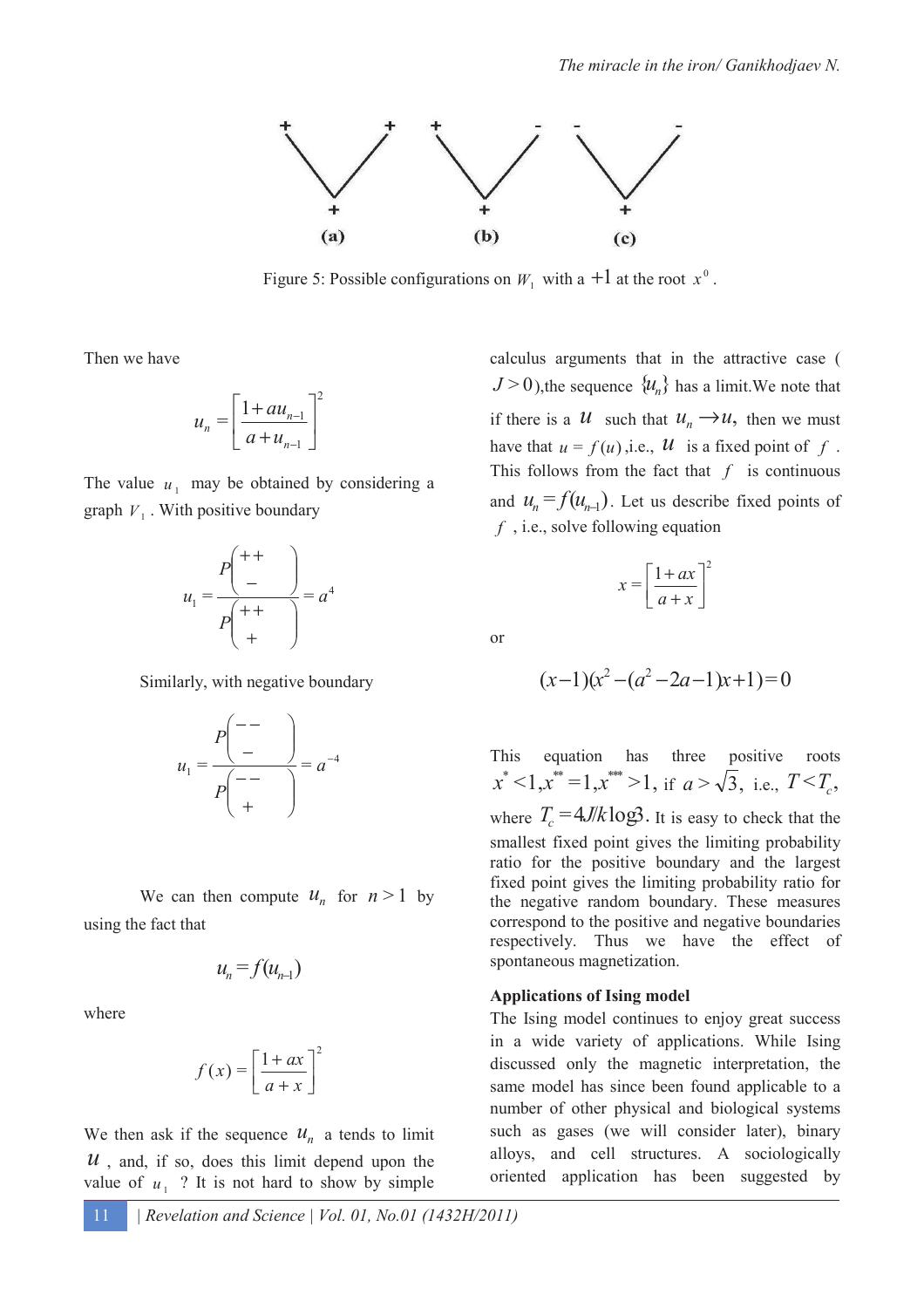Figure 5: Possible configurations on $W_1$ with a $+1$ at the root $x^0$.

Then we have

$$u_n = \left[\frac{1+au_{n-1}}{a+u_{n-1}}\right]^2$$

The value $u_1$ may be obtained by considering a graph $V_1$. With positive boundary

$$u_1 = \frac{P\begin{pmatrix} ++ \\ - \end{pmatrix}}{P\begin{pmatrix} ++ \\ + \end{pmatrix}} = a^4$$

Similarly, with negative boundary

$$u_1 = \frac{P\begin{pmatrix} -- \\ - \end{pmatrix}}{P\begin{pmatrix} -- \\ + \end{pmatrix}} = a^{-4}$$

We can then compute $u_n$ for $n > 1$ by using the fact that

$$u_n = f(u_{n-1})$$

where

$$f(x) = \left[\frac{1+ax}{a+x}\right]^2$$

We then ask if the sequence $u_n$ a tends to limit $u$, and, if so, does this limit depend upon the value of $u_1$ ? It is not hard to show by simple calculus arguments that in the attractive case ($J > 0$),the sequence $\{u_n\}$ has a limit.We note that if there is a $u$ such that $u_n \to u$, then we must have that $u = f(u)$,i.e., $u$ is a fixed point of $f$. This follows from the fact that $f$ is continuous and $u_n = f(u_{n-1})$. Let us describe fixed points of $f$, i.e., solve following equation

$$x = \left[\frac{1+ax}{a+x}\right]^2$$

or

$$(x-1)(x^2-(a^2-2a-1)x+1)=0$$

This equation has three positive roots $x^* < 1, x^{**} = 1, x^{***} > 1$, if $a > \sqrt{3}$, i.e., $T < T_c$, where $T_c = 4J/k\log 3$. It is easy to check that the smallest fixed point gives the limiting probability ratio for the positive boundary and the largest fixed point gives the limiting probability ratio for the negative random boundary. These measures correspond to the positive and negative boundaries respectively. Thus we have the effect of spontaneous magnetization.

**Applications of Ising model**

The Ising model continues to enjoy great success in a wide variety of applications. While Ising discussed only the magnetic interpretation, the same model has since been found applicable to a number of other physical and biological systems such as gases (we will consider later), binary alloys, and cell structures. A sociologically oriented application has been suggested by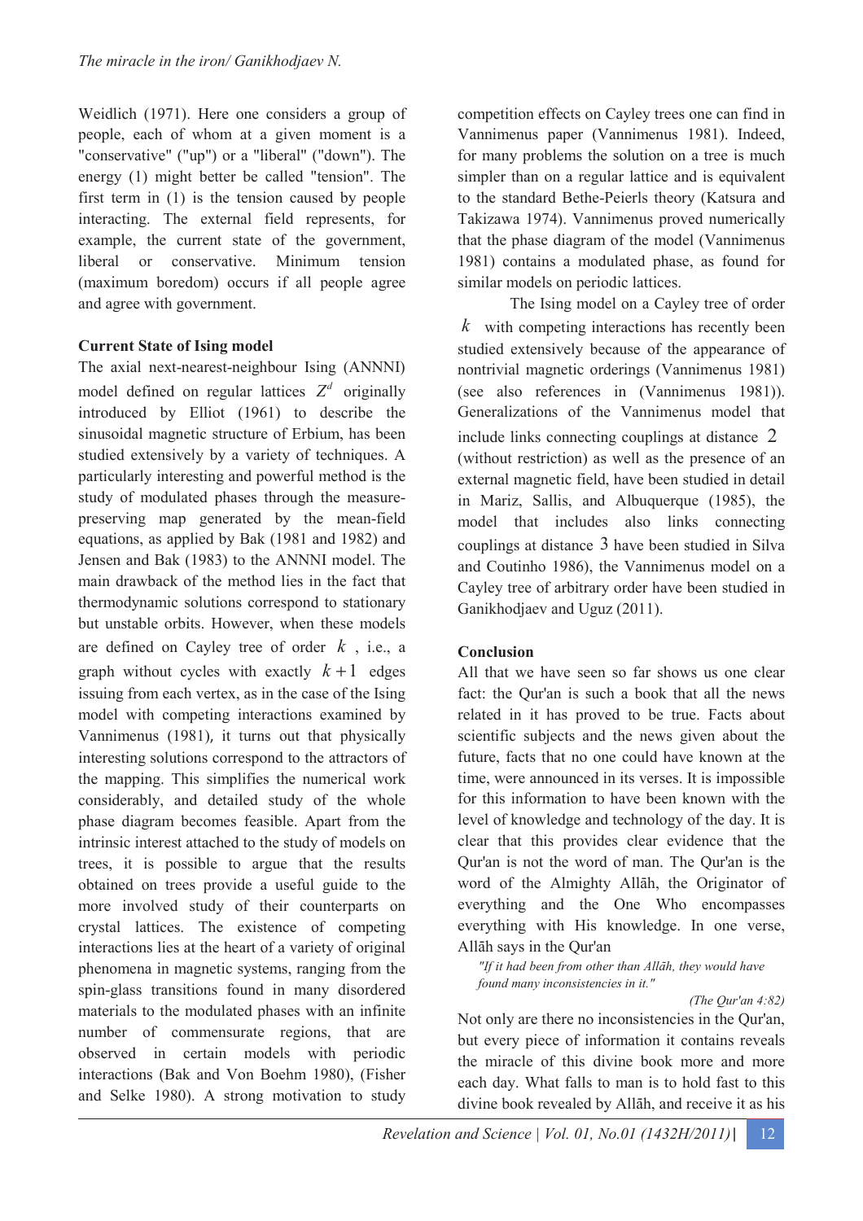Weidlich (1971). Here one considers a group of people, each of whom at a given moment is a "conservative" ("up") or a "liberal" ("down"). The energy (1) might better be called "tension". The first term in (1) is the tension caused by people interacting. The external field represents, for example, the current state of the government, liberal or conservative. Minimum tension (maximum boredom) occurs if all people agree and agree with government.

**Current State of Ising model**

The axial next-nearest-neighbour Ising (ANNNI) model defined on regular lattices $Z^d$ originally introduced by Elliot (1961) to describe the sinusoidal magnetic structure of Erbium, has been studied extensively by a variety of techniques. A particularly interesting and powerful method is the study of modulated phases through the measure-preserving map generated by the mean-field equations, as applied by Bak (1981 and 1982) and Jensen and Bak (1983) to the ANNNI model. The main drawback of the method lies in the fact that thermodynamic solutions correspond to stationary but unstable orbits. However, when these models are defined on Cayley tree of order $k$ , i.e., a graph without cycles with exactly $k+1$ edges issuing from each vertex, as in the case of the Ising model with competing interactions examined by Vannimenus (1981), it turns out that physically interesting solutions correspond to the attractors of the mapping. This simplifies the numerical work considerably, and detailed study of the whole phase diagram becomes feasible. Apart from the intrinsic interest attached to the study of models on trees, it is possible to argue that the results obtained on trees provide a useful guide to the more involved study of their counterparts on crystal lattices. The existence of competing interactions lies at the heart of a variety of original phenomena in magnetic systems, ranging from the spin-glass transitions found in many disordered materials to the modulated phases with an infinite number of commensurate regions, that are observed in certain models with periodic interactions (Bak and Von Boehm 1980), (Fisher and Selke 1980). A strong motivation to study competition effects on Cayley trees one can find in Vannimenus paper (Vannimenus 1981). Indeed, for many problems the solution on a tree is much simpler than on a regular lattice and is equivalent to the standard Bethe-Peierls theory (Katsura and Takizawa 1974). Vannimenus proved numerically that the phase diagram of the model (Vannimenus 1981) contains a modulated phase, as found for similar models on periodic lattices.

The Ising model on a Cayley tree of order $k$ with competing interactions has recently been studied extensively because of the appearance of nontrivial magnetic orderings (Vannimenus 1981) (see also references in (Vannimenus 1981)). Generalizations of the Vannimenus model that include links connecting couplings at distance $2$ (without restriction) as well as the presence of an external magnetic field, have been studied in detail in Mariz, Sallis, and Albuquerque (1985), the model that includes also links connecting couplings at distance $3$ have been studied in Silva and Coutinho 1986), the Vannimenus model on a Cayley tree of arbitrary order have been studied in Ganikhodjaev and Uguz (2011).

**Conclusion**

All that we have seen so far shows us one clear fact: the Qur'an is such a book that all the news related in it has proved to be true. Facts about scientific subjects and the news given about the future, facts that no one could have known at the time, were announced in its verses. It is impossible for this information to have been known with the level of knowledge and technology of the day. It is clear that this provides clear evidence that the Qur'an is not the word of man. The Qur'an is the word of the Almighty Allāh, the Originator of everything and the One Who encompasses everything with His knowledge. In one verse, Allāh says in the Qur'an

> *"If it had been from other than Allāh, they would have found many inconsistencies in it."*
>
> *(The Qur'an 4:82)*

Not only are there no inconsistencies in the Qur'an, but every piece of information it contains reveals the miracle of this divine book more and more each day. What falls to man is to hold fast to this divine book revealed by Allāh, and receive it as his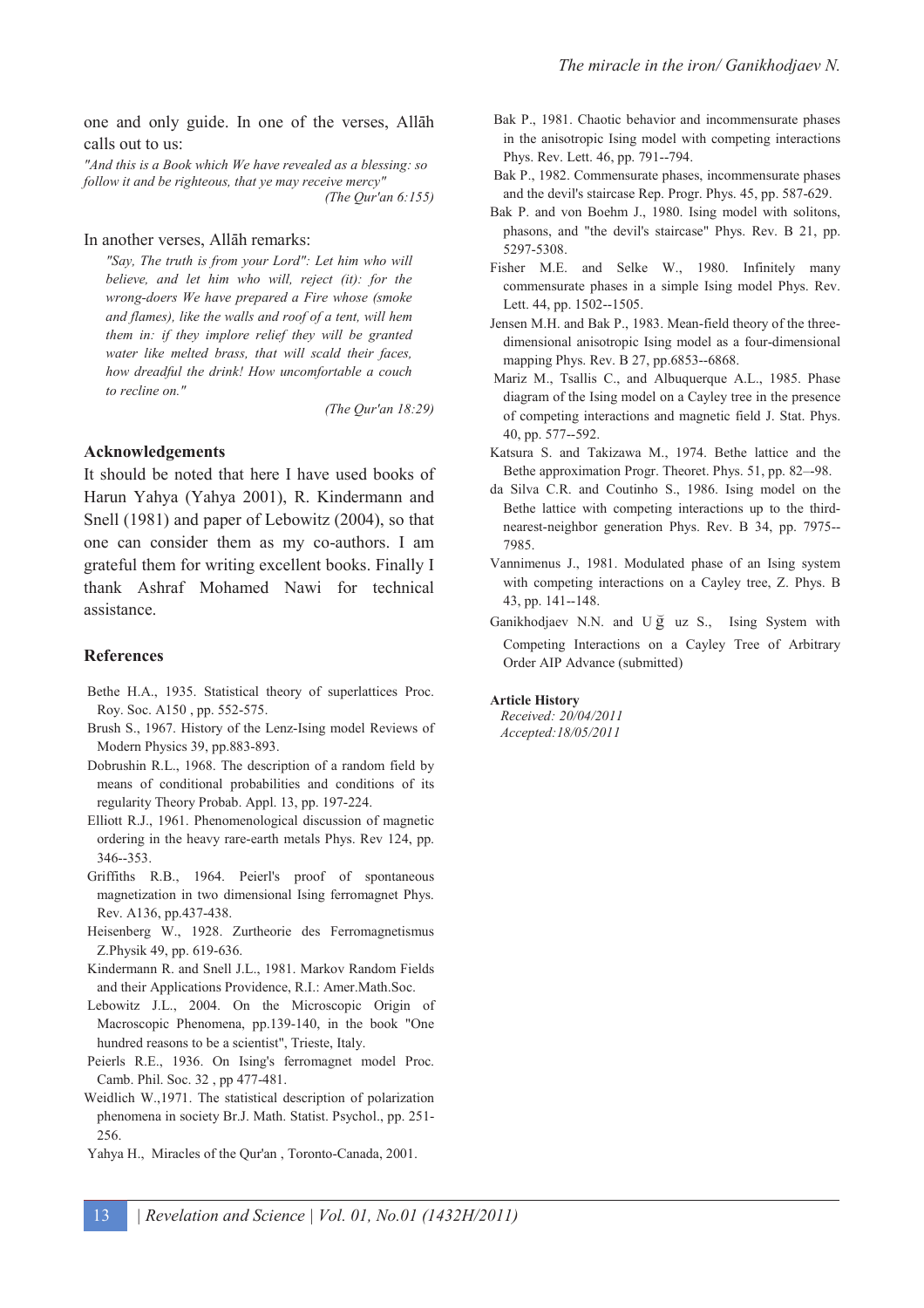one and only guide. In one of the verses, Allāh calls out to us:

*"And this is a Book which We have revealed as a blessing: so follow it and be righteous, that ye may receive mercy"*
*(The Qur'an 6:155)*

In another verses, Allāh remarks:

> *"Say, The truth is from your Lord": Let him who will believe, and let him who will, reject (it): for the wrong-doers We have prepared a Fire whose (smoke and flames), like the walls and roof of a tent, will hem them in: if they implore relief they will be granted water like melted brass, that will scald their faces, how dreadful the drink! How uncomfortable a couch to recline on."*
> *(The Qur'an 18:29)*

## Acknowledgements

It should be noted that here I have used books of Harun Yahya (Yahya 2001), R. Kindermann and Snell (1981) and paper of Lebowitz (2004), so that one can consider them as my co-authors. I am grateful them for writing excellent books. Finally I thank Ashraf Mohamed Nawi for technical assistance.

## References

Bethe H.A., 1935. Statistical theory of superlattices Proc. Roy. Soc. A150 , pp. 552-575.

Brush S., 1967. History of the Lenz-Ising model Reviews of Modern Physics 39, pp.883-893.

Dobrushin R.L., 1968. The description of a random field by means of conditional probabilities and conditions of its regularity Theory Probab. Appl. 13, pp. 197-224.

Elliott R.J., 1961. Phenomenological discussion of magnetic ordering in the heavy rare-earth metals Phys. Rev 124, pp. 346--353.

Griffiths R.B., 1964. Peierl's proof of spontaneous magnetization in two dimensional Ising ferromagnet Phys. Rev. A136, pp.437-438.

Heisenberg W., 1928. Zurtheorie des Ferromagnetismus Z.Physik 49, pp. 619-636.

Kindermann R. and Snell J.L., 1981. Markov Random Fields and their Applications Providence, R.I.: Amer.Math.Soc.

Lebowitz J.L., 2004. On the Microscopic Origin of Macroscopic Phenomena, pp.139-140, in the book "One hundred reasons to be a scientist", Trieste, Italy.

Peierls R.E., 1936. On Ising's ferromagnet model Proc. Camb. Phil. Soc. 32 , pp 477-481.

Weidlich W.,1971. The statistical description of polarization phenomena in society Br.J. Math. Statist. Psychol., pp. 251-256.

Yahya H., Miracles of the Qur'an , Toronto-Canada, 2001.

Bak P., 1981. Chaotic behavior and incommensurate phases in the anisotropic Ising model with competing interactions Phys. Rev. Lett. 46, pp. 791--794.

Bak P., 1982. Commensurate phases, incommensurate phases and the devil's staircase Rep. Progr. Phys. 45, pp. 587-629.

Bak P. and von Boehm J., 1980. Ising model with solitons, phasons, and "the devil's staircase" Phys. Rev. B 21, pp. 5297-5308.

Fisher M.E. and Selke W., 1980. Infinitely many commensurate phases in a simple Ising model Phys. Rev. Lett. 44, pp. 1502--1505.

Jensen M.H. and Bak P., 1983. Mean-field theory of the three-dimensional anisotropic Ising model as a four-dimensional mapping Phys. Rev. B 27, pp.6853--6868.

Mariz M., Tsallis C., and Albuquerque A.L., 1985. Phase diagram of the Ising model on a Cayley tree in the presence of competing interactions and magnetic field J. Stat. Phys. 40, pp. 577--592.

Katsura S. and Takizawa M., 1974. Bethe lattice and the Bethe approximation Progr. Theoret. Phys. 51, pp. 82–-98.

da Silva C.R. and Coutinho S., 1986. Ising model on the Bethe lattice with competing interactions up to the third-nearest-neighbor generation Phys. Rev. B 34, pp. 7975--7985.

Vannimenus J., 1981. Modulated phase of an Ising system with competing interactions on a Cayley tree, Z. Phys. B 43, pp. 141--148.

Ganikhodjaev N.N. and U ğ uz S., Ising System with Competing Interactions on a Cayley Tree of Arbitrary Order AIP Advance (submitted)

**Article History**
*Received: 20/04/2011*
*Accepted:18/05/2011*